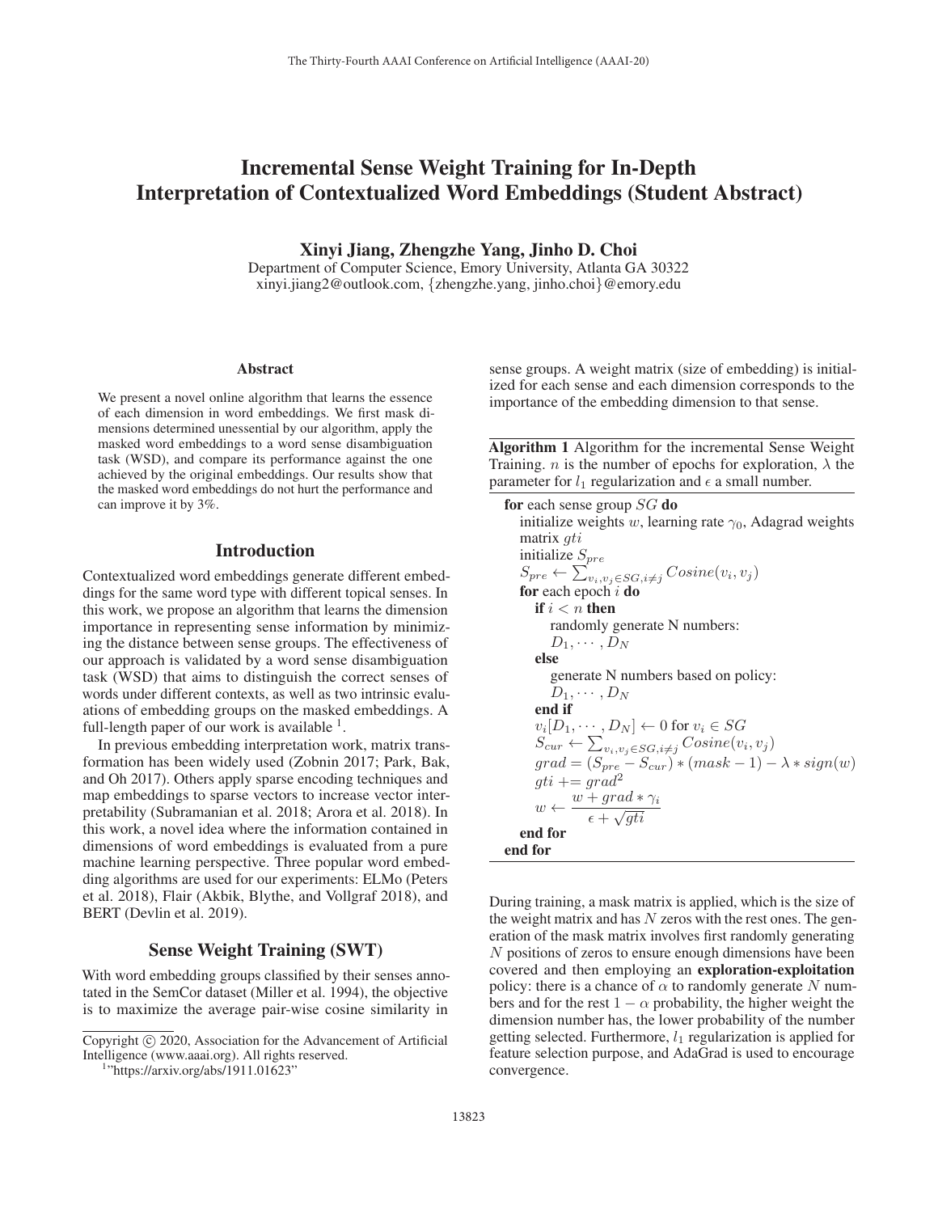# Incremental Sense Weight Training for In-Depth Interpretation of Contextualized Word Embeddings (Student Abstract)

**Xinyi Jiang, Zhengzhe Yang, Jinho D. Choi**

Department of Computer Science, Emory University, Atlanta GA 30322
xinyi.jiang2@outlook.com, {zhengzhe.yang, jinho.choi}@emory.edu

## Abstract

We present a novel online algorithm that learns the essence of each dimension in word embeddings. We first mask dimensions determined unessential by our algorithm, apply the masked word embeddings to a word sense disambiguation task (WSD), and compare its performance against the one achieved by the original embeddings. Our results show that the masked word embeddings do not hurt the performance and can improve it by 3%.

## Introduction

Contextualized word embeddings generate different embeddings for the same word type with different topical senses. In this work, we propose an algorithm that learns the dimension importance in representing sense information by minimizing the distance between sense groups. The effectiveness of our approach is validated by a word sense disambiguation task (WSD) that aims to distinguish the correct senses of words under different contexts, as well as two intrinsic evaluations of embedding groups on the masked embeddings. A full-length paper of our work is available [1].

In previous embedding interpretation work, matrix transformation has been widely used (Zobnin 2017; Park, Bak, and Oh 2017). Others apply sparse encoding techniques and map embeddings to sparse vectors to increase vector interpretability (Subramanian et al. 2018; Arora et al. 2018). In this work, a novel idea where the information contained in dimensions of word embeddings is evaluated from a pure machine learning perspective. Three popular word embedding algorithms are used for our experiments: ELMo (Peters et al. 2018), Flair (Akbik, Blythe, and Vollgraf 2018), and BERT (Devlin et al. 2019).

## Sense Weight Training (SWT)

With word embedding groups classified by their senses annotated in the SemCor dataset (Miller et al. 1994), the objective is to maximize the average pair-wise cosine similarity in sense groups. A weight matrix (size of embedding) is initialized for each sense and each dimension corresponds to the importance of the embedding dimension to that sense.

**Algorithm 1** Algorithm for the incremental Sense Weight Training. $n$ is the number of epochs for exploration, $\lambda$ the parameter for $l_1$ regularization and $\epsilon$ a small number.

> **for** each sense group $SG$ **do**
> &nbsp;&nbsp;initialize weights $w$, learning rate $\gamma_0$, Adagrad weights matrix $gti$
> &nbsp;&nbsp;initialize $S_{pre}$
> &nbsp;&nbsp;$S_{pre} \leftarrow \sum_{v_i, v_j \in SG, i \neq j} Cosine(v_i, v_j)$
> &nbsp;&nbsp;**for** each epoch $i$ **do**
> &nbsp;&nbsp;&nbsp;&nbsp;**if** $i < n$ **then**
> &nbsp;&nbsp;&nbsp;&nbsp;&nbsp;&nbsp;randomly generate N numbers: $D_1, \cdots, D_N$
> &nbsp;&nbsp;&nbsp;&nbsp;**else**
> &nbsp;&nbsp;&nbsp;&nbsp;&nbsp;&nbsp;generate N numbers based on policy: $D_1, \cdots, D_N$
> &nbsp;&nbsp;&nbsp;&nbsp;**end if**
> &nbsp;&nbsp;&nbsp;&nbsp;$v_i[D_1, \cdots, D_N] \leftarrow 0$ for $v_i \in SG$
> &nbsp;&nbsp;&nbsp;&nbsp;$S_{cur} \leftarrow \sum_{v_i, v_j \in SG, i \neq j} Cosine(v_i, v_j)$
> &nbsp;&nbsp;&nbsp;&nbsp;$grad = (S_{pre} - S_{cur}) * (mask - 1) - \lambda * sign(w)$
> &nbsp;&nbsp;&nbsp;&nbsp;$gti \mathrel{+}= grad^2$
> &nbsp;&nbsp;&nbsp;&nbsp;$w \leftarrow \dfrac{w + grad * \gamma_i}{\epsilon + \sqrt{gti}}$
> &nbsp;&nbsp;**end for**
> **end for**

During training, a mask matrix is applied, which is the size of the weight matrix and has $N$ zeros with the rest ones. The generation of the mask matrix involves first randomly generating $N$ positions of zeros to ensure enough dimensions have been covered and then employing an **exploration-exploitation** policy: there is a chance of $\alpha$ to randomly generate $N$ numbers and for the rest $1 - \alpha$ probability, the higher weight the dimension number has, the lower probability of the number getting selected. Furthermore, $l_1$ regularization is applied for feature selection purpose, and AdaGrad is used to encourage convergence.

---

Copyright © 2020, Association for the Advancement of Artificial Intelligence (www.aaai.org). All rights reserved.

[1] "https://arxiv.org/abs/1911.01623"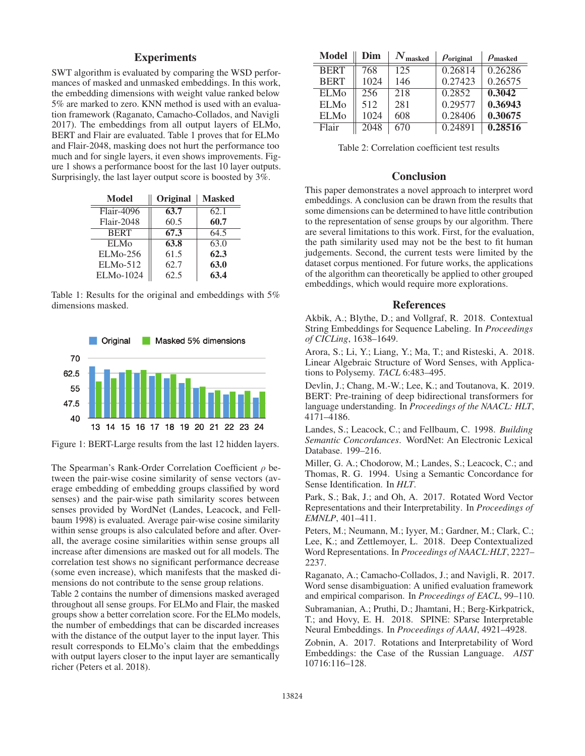## Experiments

SWT algorithm is evaluated by comparing the WSD performances of masked and unmasked embeddings. In this work, the embedding dimensions with weight value ranked below 5% are marked to zero. KNN method is used with an evaluation framework (Raganato, Camacho-Collados, and Navigli 2017). The embeddings from all output layers of ELMo, BERT and Flair are evaluated. Table 1 proves that for ELMo and Flair-2048, masking does not hurt the performance too much and for single layers, it even shows improvements. Figure 1 shows a performance boost for the last 10 layer outputs. Surprisingly, the last layer output score is boosted by 3%.

| Model | Original | Masked |
|---|---|---|
| Flair-4096 | **63.7** | 62.1 |
| Flair-2048 | 60.5 | **60.7** |
| BERT | **67.3** | 64.5 |
| ELMo | **63.8** | 63.0 |
| ELMo-256 | 61.5 | **62.3** |
| ELMo-512 | 62.7 | **63.0** |
| ELMo-1024 | 62.5 | **63.4** |

Table 1: Results for the original and embeddings with 5% dimensions masked.

Original
Masked 5% dimensions
70
62.5
55
47.5
40
13 14 15 16 17 18 19 20 21 22 23 24

Figure 1: BERT-Large results from the last 12 hidden layers.

The Spearman's Rank-Order Correlation Coefficient $\rho$ between the pair-wise cosine similarity of sense vectors (average embedding of embedding groups classified by word senses) and the pair-wise path similarity scores between senses provided by WordNet (Landes, Leacock, and Fellbaum 1998) is evaluated. Average pair-wise cosine similarity within sense groups is also calculated before and after. Overall, the average cosine similarities within sense groups all increase after dimensions are masked out for all models. The correlation test shows no significant performance decrease (some even increase), which manifests that the masked dimensions do not contribute to the sense group relations.

Table 2 contains the number of dimensions masked averaged throughout all sense groups. For ELMo and Flair, the masked groups show a better correlation score. For the ELMo models, the number of embeddings that can be discarded increases with the distance of the output layer to the input layer. This result corresponds to ELMo's claim that the embeddings with output layers closer to the input layer are semantically richer (Peters et al. 2018).

| Model | Dim | $N_{\text{masked}}$ | $\rho_{\text{original}}$ | $\rho_{\text{masked}}$ |
|---|---|---|---|---|
| BERT | 768 | 125 | 0.26814 | 0.26286 |
| BERT | 1024 | 146 | 0.27423 | 0.26575 |
| ELMo | 256 | 218 | 0.2852 | **0.3042** |
| ELMo | 512 | 281 | 0.29577 | **0.36943** |
| ELMo | 1024 | 608 | 0.28406 | **0.30675** |
| Flair | 2048 | 670 | 0.24891 | **0.28516** |

Table 2: Correlation coefficient test results

## Conclusion

This paper demonstrates a novel approach to interpret word embeddings. A conclusion can be drawn from the results that some dimensions can be determined to have little contribution to the representation of sense groups by our algorithm. There are several limitations to this work. First, for the evaluation, the path similarity used may not be the best to fit human judgements. Second, the current tests were limited by the dataset corpus mentioned. For future works, the applications of the algorithm can theoretically be applied to other grouped embeddings, which would require more explorations.

## References

Akbik, A.; Blythe, D.; and Vollgraf, R. 2018. Contextual String Embeddings for Sequence Labeling. In *Proceedings of CICLing*, 1638–1649.

Arora, S.; Li, Y.; Liang, Y.; Ma, T.; and Risteski, A. 2018. Linear Algebraic Structure of Word Senses, with Applications to Polysemy. *TACL* 6:483–495.

Devlin, J.; Chang, M.-W.; Lee, K.; and Toutanova, K. 2019. BERT: Pre-training of deep bidirectional transformers for language understanding. In *Proceedings of the NAACL: HLT*, 4171–4186.

Landes, S.; Leacock, C.; and Fellbaum, C. 1998. *Building Semantic Concordances*. WordNet: An Electronic Lexical Database. 199–216.

Miller, G. A.; Chodorow, M.; Landes, S.; Leacock, C.; and Thomas, R. G. 1994. Using a Semantic Concordance for Sense Identification. In *HLT*.

Park, S.; Bak, J.; and Oh, A. 2017. Rotated Word Vector Representations and their Interpretability. In *Proceedings of EMNLP*, 401–411.

Peters, M.; Neumann, M.; Iyyer, M.; Gardner, M.; Clark, C.; Lee, K.; and Zettlemoyer, L. 2018. Deep Contextualized Word Representations. In *Proceedings of NAACL:HLT*, 2227–2237.

Raganato, A.; Camacho-Collados, J.; and Navigli, R. 2017. Word sense disambiguation: A unified evaluation framework and empirical comparison. In *Proceedings of EACL*, 99–110.

Subramanian, A.; Pruthi, D.; Jhamtani, H.; Berg-Kirkpatrick, T.; and Hovy, E. H. 2018. SPINE: SParse Interpretable Neural Embeddings. In *Proceedings of AAAI*, 4921–4928.

Zobnin, A. 2017. Rotations and Interpretability of Word Embeddings: the Case of the Russian Language. *AIST* 10716:116–128.